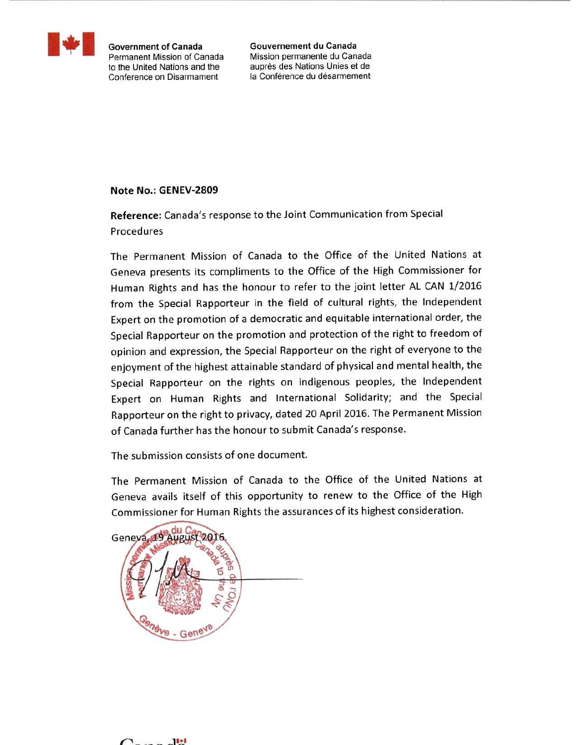Government of Canada
Permanent Mission of Canada
to the United Nations and the
Conference on Disarmament

Gouvernement du Canada
Mission permanente du Canada
auprès des Nations Unies et de
la Conférence du désarmement

**Note No.: GENEV-2809**

**Reference:** Canada's response to the Joint Communication from Special Procedures

The Permanent Mission of Canada to the Office of the United Nations at Geneva presents its compliments to the Office of the High Commissioner for Human Rights and has the honour to refer to the joint letter AL CAN 1/2016 from the Special Rapporteur in the field of cultural rights, the Independent Expert on the promotion of a democratic and equitable international order, the Special Rapporteur on the promotion and protection of the right to freedom of opinion and expression, the Special Rapporteur on the right of everyone to the enjoyment of the highest attainable standard of physical and mental health, the Special Rapporteur on the rights on indigenous peoples, the Independent Expert on Human Rights and International Solidarity; and the Special Rapporteur on the right to privacy, dated 20 April 2016. The Permanent Mission of Canada further has the honour to submit Canada's response.

The submission consists of one document.

The Permanent Mission of Canada to the Office of the United Nations at Geneva avails itself of this opportunity to renew to the Office of the High Commissioner for Human Rights the assurances of its highest consideration.

Geneva, 19 August 2016.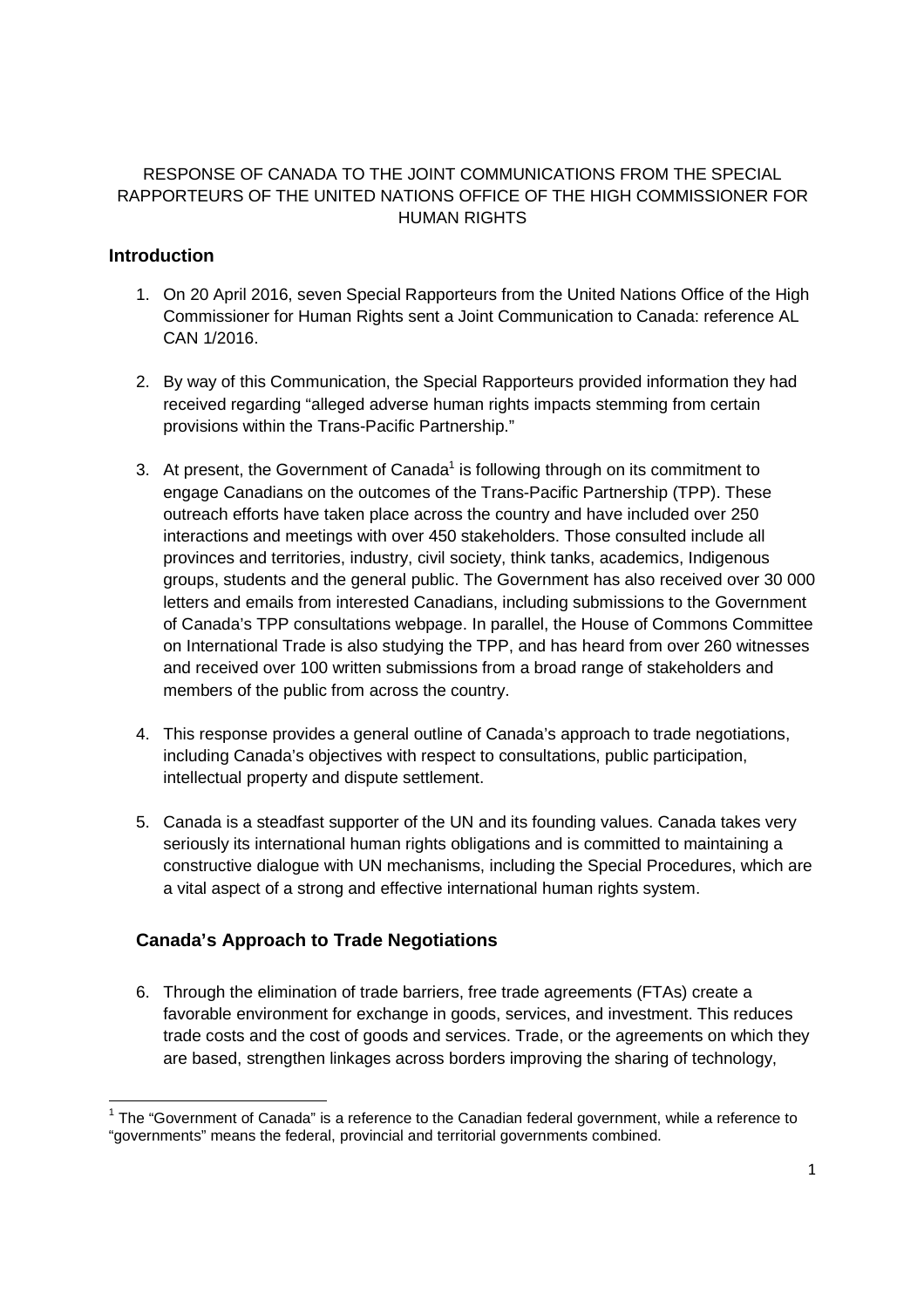RESPONSE OF CANADA TO THE JOINT COMMUNICATIONS FROM THE SPECIAL RAPPORTEURS OF THE UNITED NATIONS OFFICE OF THE HIGH COMMISSIONER FOR HUMAN RIGHTS

## Introduction

1. On 20 April 2016, seven Special Rapporteurs from the United Nations Office of the High Commissioner for Human Rights sent a Joint Communication to Canada: reference AL CAN 1/2016.

2. By way of this Communication, the Special Rapporteurs provided information they had received regarding "alleged adverse human rights impacts stemming from certain provisions within the Trans-Pacific Partnership."

3. At present, the Government of Canada[1] is following through on its commitment to engage Canadians on the outcomes of the Trans-Pacific Partnership (TPP). These outreach efforts have taken place across the country and have included over 250 interactions and meetings with over 450 stakeholders. Those consulted include all provinces and territories, industry, civil society, think tanks, academics, Indigenous groups, students and the general public. The Government has also received over 30 000 letters and emails from interested Canadians, including submissions to the Government of Canada's TPP consultations webpage. In parallel, the House of Commons Committee on International Trade is also studying the TPP, and has heard from over 260 witnesses and received over 100 written submissions from a broad range of stakeholders and members of the public from across the country.

4. This response provides a general outline of Canada's approach to trade negotiations, including Canada's objectives with respect to consultations, public participation, intellectual property and dispute settlement.

5. Canada is a steadfast supporter of the UN and its founding values. Canada takes very seriously its international human rights obligations and is committed to maintaining a constructive dialogue with UN mechanisms, including the Special Procedures, which are a vital aspect of a strong and effective international human rights system.

## Canada's Approach to Trade Negotiations

6. Through the elimination of trade barriers, free trade agreements (FTAs) create a favorable environment for exchange in goods, services, and investment. This reduces trade costs and the cost of goods and services. Trade, or the agreements on which they are based, strengthen linkages across borders improving the sharing of technology,

[1] The "Government of Canada" is a reference to the Canadian federal government, while a reference to "governments" means the federal, provincial and territorial governments combined.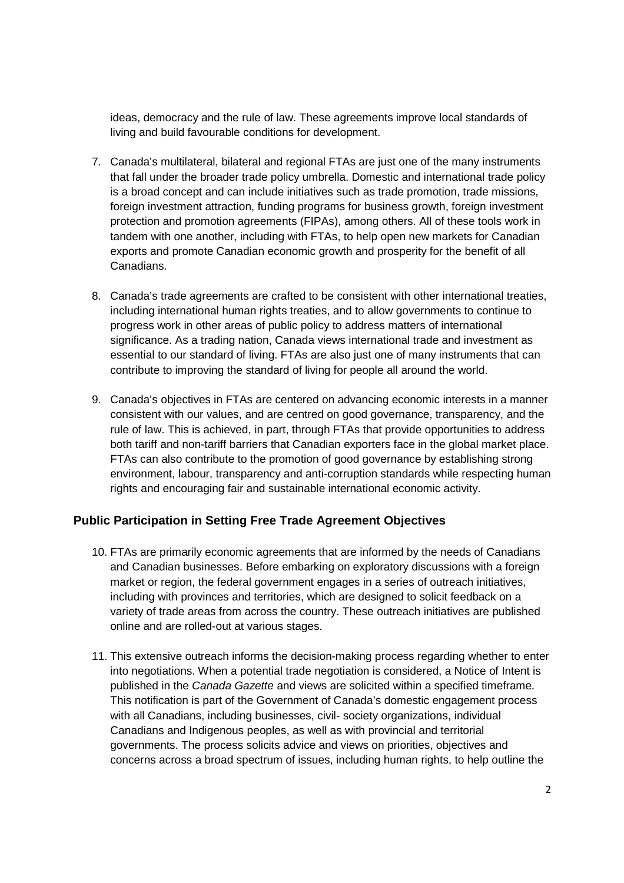ideas, democracy and the rule of law. These agreements improve local standards of living and build favourable conditions for development.

7. Canada's multilateral, bilateral and regional FTAs are just one of the many instruments that fall under the broader trade policy umbrella. Domestic and international trade policy is a broad concept and can include initiatives such as trade promotion, trade missions, foreign investment attraction, funding programs for business growth, foreign investment protection and promotion agreements (FIPAs), among others. All of these tools work in tandem with one another, including with FTAs, to help open new markets for Canadian exports and promote Canadian economic growth and prosperity for the benefit of all Canadians.

8. Canada's trade agreements are crafted to be consistent with other international treaties, including international human rights treaties, and to allow governments to continue to progress work in other areas of public policy to address matters of international significance. As a trading nation, Canada views international trade and investment as essential to our standard of living. FTAs are also just one of many instruments that can contribute to improving the standard of living for people all around the world.

9. Canada's objectives in FTAs are centered on advancing economic interests in a manner consistent with our values, and are centred on good governance, transparency, and the rule of law. This is achieved, in part, through FTAs that provide opportunities to address both tariff and non-tariff barriers that Canadian exporters face in the global market place. FTAs can also contribute to the promotion of good governance by establishing strong environment, labour, transparency and anti-corruption standards while respecting human rights and encouraging fair and sustainable international economic activity.

## Public Participation in Setting Free Trade Agreement Objectives

10. FTAs are primarily economic agreements that are informed by the needs of Canadians and Canadian businesses. Before embarking on exploratory discussions with a foreign market or region, the federal government engages in a series of outreach initiatives, including with provinces and territories, which are designed to solicit feedback on a variety of trade areas from across the country. These outreach initiatives are published online and are rolled-out at various stages.

11. This extensive outreach informs the decision-making process regarding whether to enter into negotiations. When a potential trade negotiation is considered, a Notice of Intent is published in the *Canada Gazette* and views are solicited within a specified timeframe. This notification is part of the Government of Canada's domestic engagement process with all Canadians, including businesses, civil- society organizations, individual Canadians and Indigenous peoples, as well as with provincial and territorial governments. The process solicits advice and views on priorities, objectives and concerns across a broad spectrum of issues, including human rights, to help outline the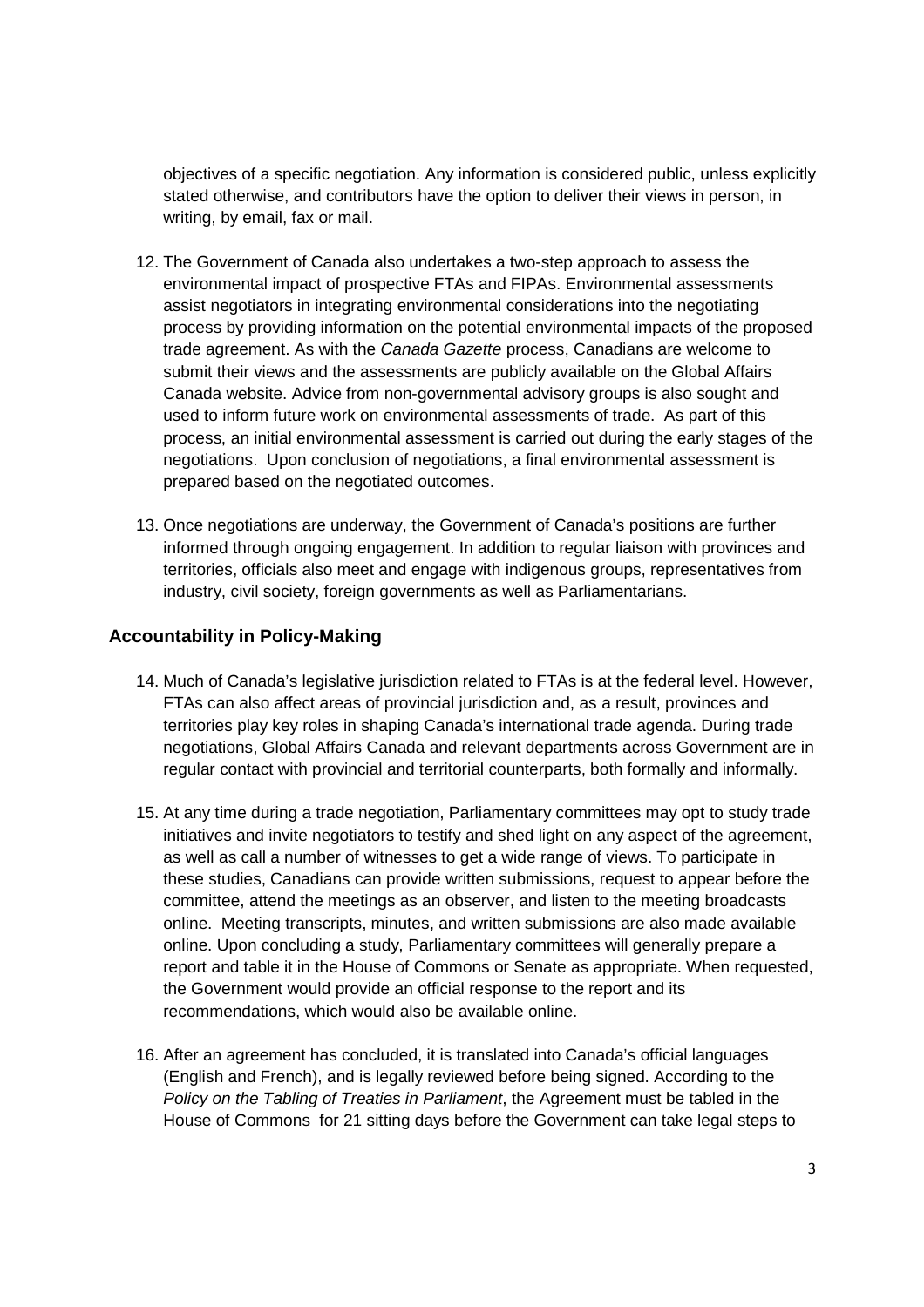objectives of a specific negotiation. Any information is considered public, unless explicitly stated otherwise, and contributors have the option to deliver their views in person, in writing, by email, fax or mail.

12. The Government of Canada also undertakes a two-step approach to assess the environmental impact of prospective FTAs and FIPAs. Environmental assessments assist negotiators in integrating environmental considerations into the negotiating process by providing information on the potential environmental impacts of the proposed trade agreement. As with the *Canada Gazette* process, Canadians are welcome to submit their views and the assessments are publicly available on the Global Affairs Canada website. Advice from non-governmental advisory groups is also sought and used to inform future work on environmental assessments of trade. As part of this process, an initial environmental assessment is carried out during the early stages of the negotiations. Upon conclusion of negotiations, a final environmental assessment is prepared based on the negotiated outcomes.

13. Once negotiations are underway, the Government of Canada's positions are further informed through ongoing engagement. In addition to regular liaison with provinces and territories, officials also meet and engage with indigenous groups, representatives from industry, civil society, foreign governments as well as Parliamentarians.

### Accountability in Policy-Making

14. Much of Canada's legislative jurisdiction related to FTAs is at the federal level. However, FTAs can also affect areas of provincial jurisdiction and, as a result, provinces and territories play key roles in shaping Canada's international trade agenda. During trade negotiations, Global Affairs Canada and relevant departments across Government are in regular contact with provincial and territorial counterparts, both formally and informally.

15. At any time during a trade negotiation, Parliamentary committees may opt to study trade initiatives and invite negotiators to testify and shed light on any aspect of the agreement, as well as call a number of witnesses to get a wide range of views. To participate in these studies, Canadians can provide written submissions, request to appear before the committee, attend the meetings as an observer, and listen to the meeting broadcasts online. Meeting transcripts, minutes, and written submissions are also made available online. Upon concluding a study, Parliamentary committees will generally prepare a report and table it in the House of Commons or Senate as appropriate. When requested, the Government would provide an official response to the report and its recommendations, which would also be available online.

16. After an agreement has concluded, it is translated into Canada's official languages (English and French), and is legally reviewed before being signed. According to the *Policy on the Tabling of Treaties in Parliament*, the Agreement must be tabled in the House of Commons for 21 sitting days before the Government can take legal steps to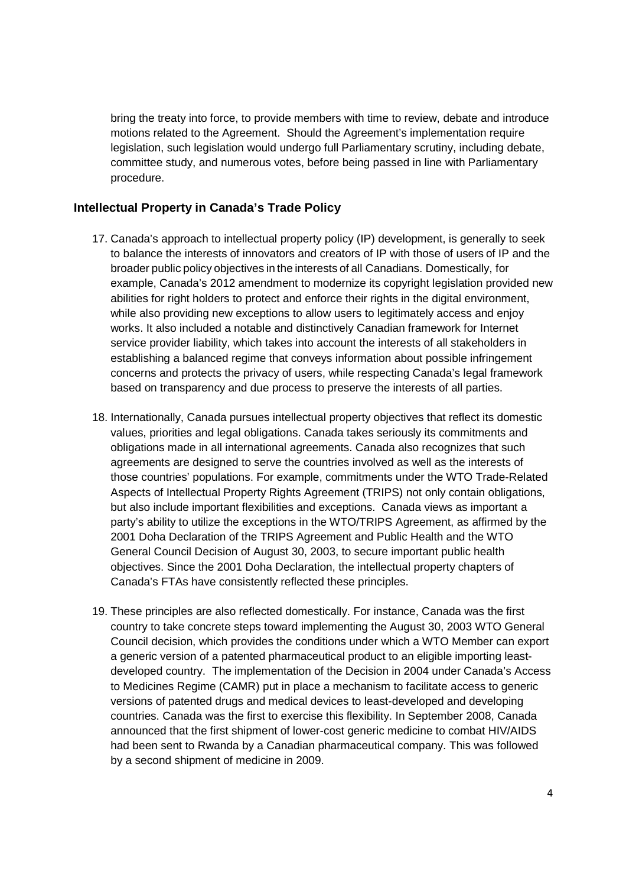bring the treaty into force, to provide members with time to review, debate and introduce motions related to the Agreement. Should the Agreement's implementation require legislation, such legislation would undergo full Parliamentary scrutiny, including debate, committee study, and numerous votes, before being passed in line with Parliamentary procedure.

## Intellectual Property in Canada's Trade Policy

17. Canada's approach to intellectual property policy (IP) development, is generally to seek to balance the interests of innovators and creators of IP with those of users of IP and the broader public policy objectives in the interests of all Canadians. Domestically, for example, Canada's 2012 amendment to modernize its copyright legislation provided new abilities for right holders to protect and enforce their rights in the digital environment, while also providing new exceptions to allow users to legitimately access and enjoy works. It also included a notable and distinctively Canadian framework for Internet service provider liability, which takes into account the interests of all stakeholders in establishing a balanced regime that conveys information about possible infringement concerns and protects the privacy of users, while respecting Canada's legal framework based on transparency and due process to preserve the interests of all parties.

18. Internationally, Canada pursues intellectual property objectives that reflect its domestic values, priorities and legal obligations. Canada takes seriously its commitments and obligations made in all international agreements. Canada also recognizes that such agreements are designed to serve the countries involved as well as the interests of those countries' populations. For example, commitments under the WTO Trade-Related Aspects of Intellectual Property Rights Agreement (TRIPS) not only contain obligations, but also include important flexibilities and exceptions. Canada views as important a party's ability to utilize the exceptions in the WTO/TRIPS Agreement, as affirmed by the 2001 Doha Declaration of the TRIPS Agreement and Public Health and the WTO General Council Decision of August 30, 2003, to secure important public health objectives. Since the 2001 Doha Declaration, the intellectual property chapters of Canada's FTAs have consistently reflected these principles.

19. These principles are also reflected domestically. For instance, Canada was the first country to take concrete steps toward implementing the August 30, 2003 WTO General Council decision, which provides the conditions under which a WTO Member can export a generic version of a patented pharmaceutical product to an eligible importing least-developed country. The implementation of the Decision in 2004 under Canada's Access to Medicines Regime (CAMR) put in place a mechanism to facilitate access to generic versions of patented drugs and medical devices to least-developed and developing countries. Canada was the first to exercise this flexibility. In September 2008, Canada announced that the first shipment of lower-cost generic medicine to combat HIV/AIDS had been sent to Rwanda by a Canadian pharmaceutical company. This was followed by a second shipment of medicine in 2009.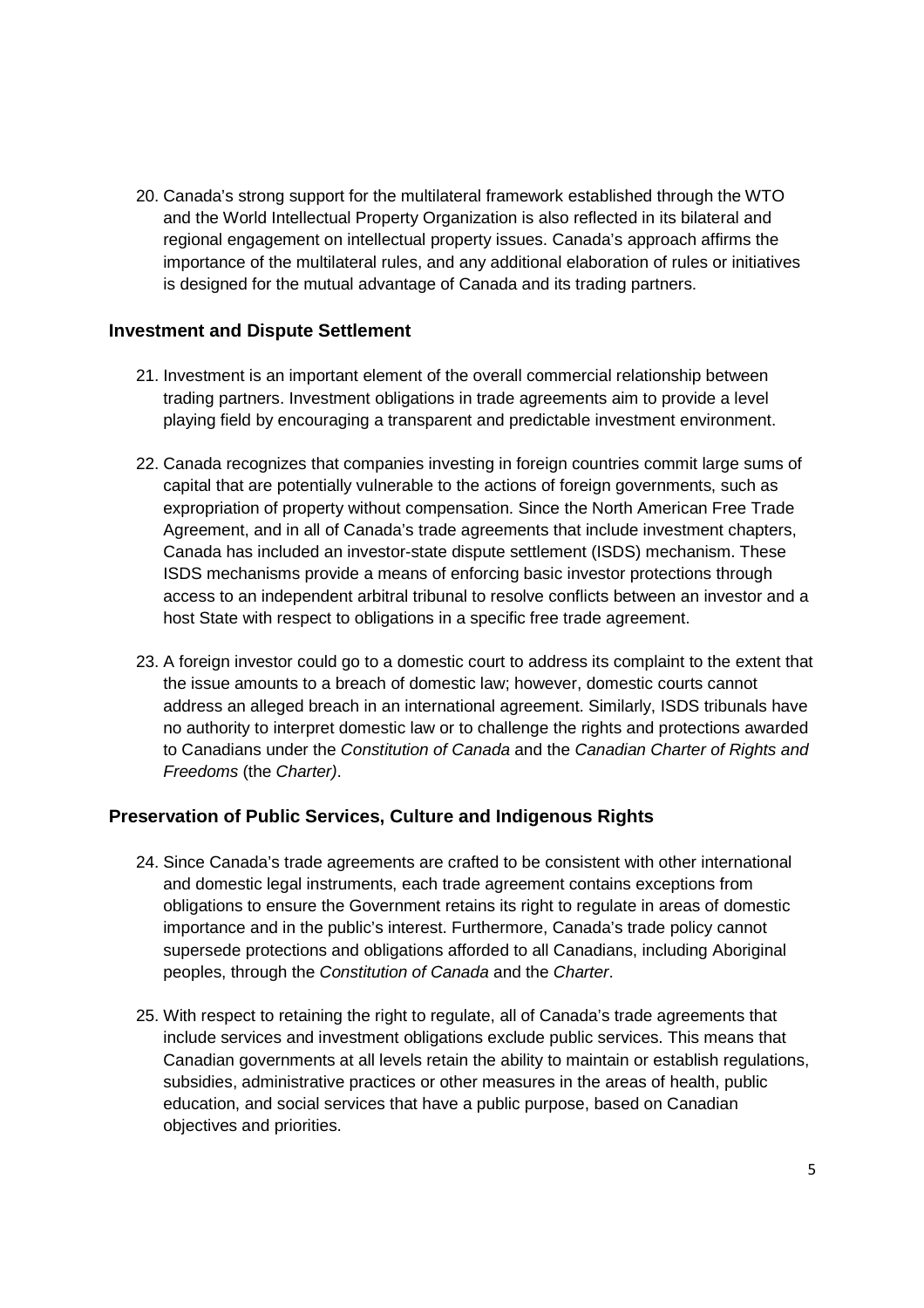20. Canada's strong support for the multilateral framework established through the WTO and the World Intellectual Property Organization is also reflected in its bilateral and regional engagement on intellectual property issues. Canada's approach affirms the importance of the multilateral rules, and any additional elaboration of rules or initiatives is designed for the mutual advantage of Canada and its trading partners.

### Investment and Dispute Settlement

21. Investment is an important element of the overall commercial relationship between trading partners. Investment obligations in trade agreements aim to provide a level playing field by encouraging a transparent and predictable investment environment.

22. Canada recognizes that companies investing in foreign countries commit large sums of capital that are potentially vulnerable to the actions of foreign governments, such as expropriation of property without compensation. Since the North American Free Trade Agreement, and in all of Canada's trade agreements that include investment chapters, Canada has included an investor-state dispute settlement (ISDS) mechanism. These ISDS mechanisms provide a means of enforcing basic investor protections through access to an independent arbitral tribunal to resolve conflicts between an investor and a host State with respect to obligations in a specific free trade agreement.

23. A foreign investor could go to a domestic court to address its complaint to the extent that the issue amounts to a breach of domestic law; however, domestic courts cannot address an alleged breach in an international agreement. Similarly, ISDS tribunals have no authority to interpret domestic law or to challenge the rights and protections awarded to Canadians under the *Constitution of Canada* and the *Canadian Charter of Rights and Freedoms* (the *Charter)*.

### Preservation of Public Services, Culture and Indigenous Rights

24. Since Canada's trade agreements are crafted to be consistent with other international and domestic legal instruments, each trade agreement contains exceptions from obligations to ensure the Government retains its right to regulate in areas of domestic importance and in the public's interest. Furthermore, Canada's trade policy cannot supersede protections and obligations afforded to all Canadians, including Aboriginal peoples, through the *Constitution of Canada* and the *Charter*.

25. With respect to retaining the right to regulate, all of Canada's trade agreements that include services and investment obligations exclude public services. This means that Canadian governments at all levels retain the ability to maintain or establish regulations, subsidies, administrative practices or other measures in the areas of health, public education, and social services that have a public purpose, based on Canadian objectives and priorities.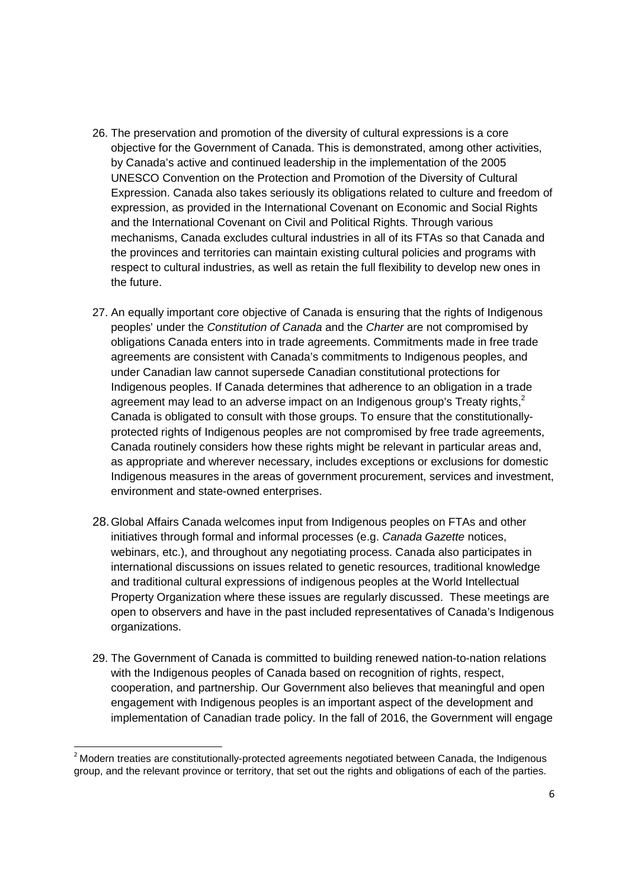26. The preservation and promotion of the diversity of cultural expressions is a core objective for the Government of Canada. This is demonstrated, among other activities, by Canada's active and continued leadership in the implementation of the 2005 UNESCO Convention on the Protection and Promotion of the Diversity of Cultural Expression. Canada also takes seriously its obligations related to culture and freedom of expression, as provided in the International Covenant on Economic and Social Rights and the International Covenant on Civil and Political Rights. Through various mechanisms, Canada excludes cultural industries in all of its FTAs so that Canada and the provinces and territories can maintain existing cultural policies and programs with respect to cultural industries, as well as retain the full flexibility to develop new ones in the future.

27. An equally important core objective of Canada is ensuring that the rights of Indigenous peoples' under the *Constitution of Canada* and the *Charter* are not compromised by obligations Canada enters into in trade agreements. Commitments made in free trade agreements are consistent with Canada's commitments to Indigenous peoples, and under Canadian law cannot supersede Canadian constitutional protections for Indigenous peoples. If Canada determines that adherence to an obligation in a trade agreement may lead to an adverse impact on an Indigenous group's Treaty rights,[2] Canada is obligated to consult with those groups. To ensure that the constitutionally-protected rights of Indigenous peoples are not compromised by free trade agreements, Canada routinely considers how these rights might be relevant in particular areas and, as appropriate and wherever necessary, includes exceptions or exclusions for domestic Indigenous measures in the areas of government procurement, services and investment, environment and state-owned enterprises.

28. Global Affairs Canada welcomes input from Indigenous peoples on FTAs and other initiatives through formal and informal processes (e.g. *Canada Gazette* notices, webinars, etc.), and throughout any negotiating process. Canada also participates in international discussions on issues related to genetic resources, traditional knowledge and traditional cultural expressions of indigenous peoples at the World Intellectual Property Organization where these issues are regularly discussed. These meetings are open to observers and have in the past included representatives of Canada's Indigenous organizations.

29. The Government of Canada is committed to building renewed nation-to-nation relations with the Indigenous peoples of Canada based on recognition of rights, respect, cooperation, and partnership. Our Government also believes that meaningful and open engagement with Indigenous peoples is an important aspect of the development and implementation of Canadian trade policy. In the fall of 2016, the Government will engage

[2] Modern treaties are constitutionally-protected agreements negotiated between Canada, the Indigenous group, and the relevant province or territory, that set out the rights and obligations of each of the parties.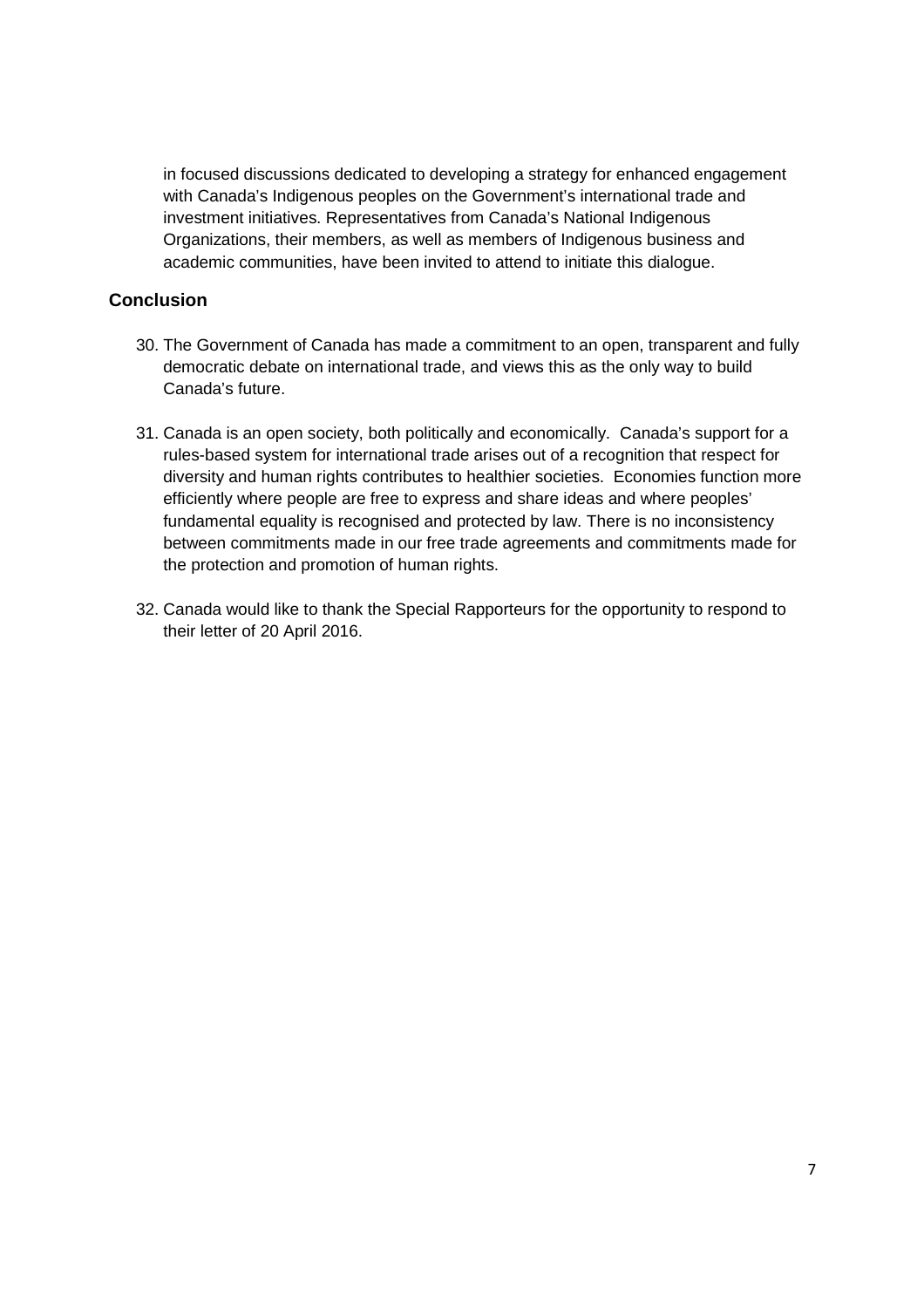in focused discussions dedicated to developing a strategy for enhanced engagement with Canada's Indigenous peoples on the Government's international trade and investment initiatives. Representatives from Canada's National Indigenous Organizations, their members, as well as members of Indigenous business and academic communities, have been invited to attend to initiate this dialogue.

## Conclusion

30. The Government of Canada has made a commitment to an open, transparent and fully democratic debate on international trade, and views this as the only way to build Canada's future.

31. Canada is an open society, both politically and economically. Canada's support for a rules-based system for international trade arises out of a recognition that respect for diversity and human rights contributes to healthier societies. Economies function more efficiently where people are free to express and share ideas and where peoples' fundamental equality is recognised and protected by law. There is no inconsistency between commitments made in our free trade agreements and commitments made for the protection and promotion of human rights.

32. Canada would like to thank the Special Rapporteurs for the opportunity to respond to their letter of 20 April 2016.